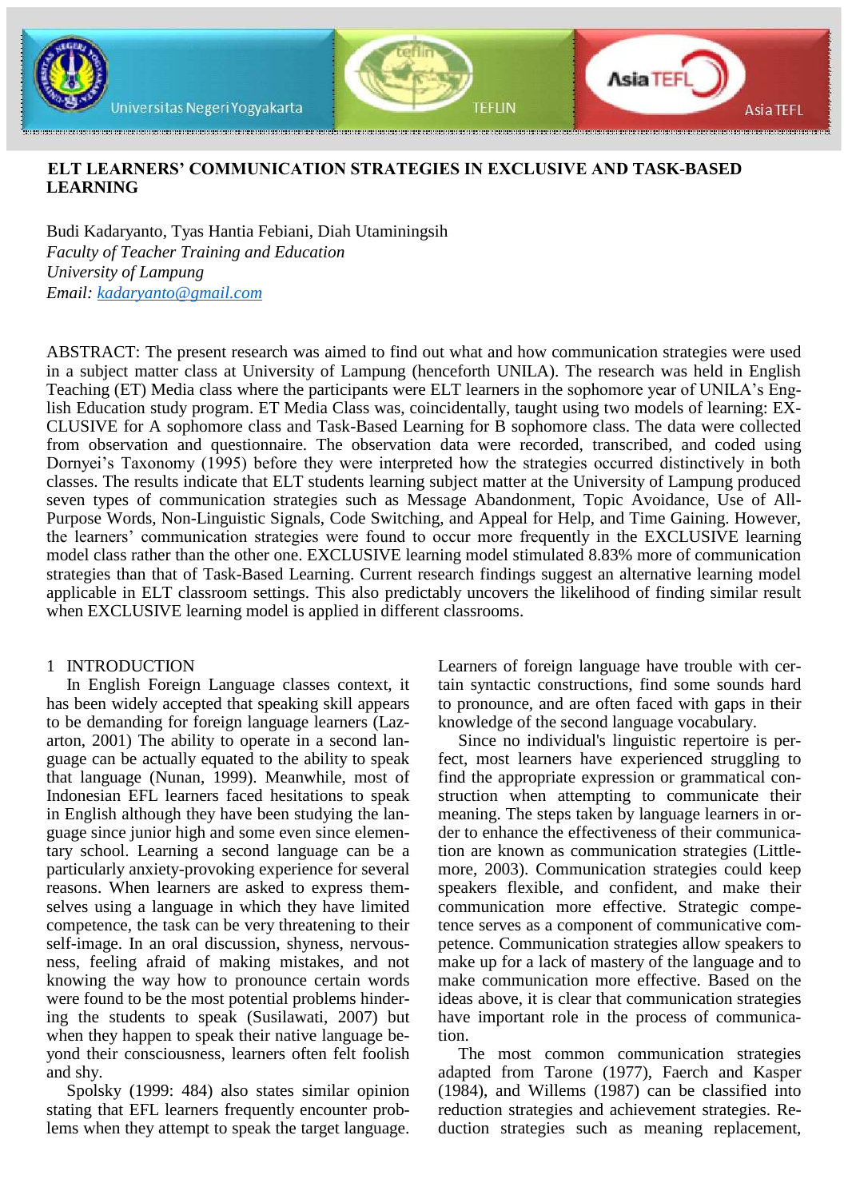# ELT LEARNERS' COMMUNICATION STRATEGIES IN EXCLUSIVE AND TASK-BASED LEARNING

Budi Kadaryanto, Tyas Hantia Febiani, Diah Utaminingsih
*Faculty of Teacher Training and Education*
*University of Lampung*
*Email: kadaryanto@gmail.com*

ABSTRACT: The present research was aimed to find out what and how communication strategies were used in a subject matter class at University of Lampung (henceforth UNILA). The research was held in English Teaching (ET) Media class where the participants were ELT learners in the sophomore year of UNILA's English Education study program. ET Media Class was, coincidentally, taught using two models of learning: EXCLUSIVE for A sophomore class and Task-Based Learning for B sophomore class. The data were collected from observation and questionnaire. The observation data were recorded, transcribed, and coded using Dornyei's Taxonomy (1995) before they were interpreted how the strategies occurred distinctively in both classes. The results indicate that ELT students learning subject matter at the University of Lampung produced seven types of communication strategies such as Message Abandonment, Topic Avoidance, Use of All-Purpose Words, Non-Linguistic Signals, Code Switching, and Appeal for Help, and Time Gaining. However, the learners' communication strategies were found to occur more frequently in the EXCLUSIVE learning model class rather than the other one. EXCLUSIVE learning model stimulated 8.83% more of communication strategies than that of Task-Based Learning. Current research findings suggest an alternative learning model applicable in ELT classroom settings. This also predictably uncovers the likelihood of finding similar result when EXCLUSIVE learning model is applied in different classrooms.

## 1 INTRODUCTION

In English Foreign Language classes context, it has been widely accepted that speaking skill appears to be demanding for foreign language learners (Lazarton, 2001) The ability to operate in a second language can be actually equated to the ability to speak that language (Nunan, 1999). Meanwhile, most of Indonesian EFL learners faced hesitations to speak in English although they have been studying the language since junior high and some even since elementary school. Learning a second language can be a particularly anxiety-provoking experience for several reasons. When learners are asked to express themselves using a language in which they have limited competence, the task can be very threatening to their self-image. In an oral discussion, shyness, nervousness, feeling afraid of making mistakes, and not knowing the way how to pronounce certain words were found to be the most potential problems hindering the students to speak (Susilawati, 2007) but when they happen to speak their native language beyond their consciousness, learners often felt foolish and shy.

Spolsky (1999: 484) also states similar opinion stating that EFL learners frequently encounter problems when they attempt to speak the target language. Learners of foreign language have trouble with certain syntactic constructions, find some sounds hard to pronounce, and are often faced with gaps in their knowledge of the second language vocabulary.

Since no individual's linguistic repertoire is perfect, most learners have experienced struggling to find the appropriate expression or grammatical construction when attempting to communicate their meaning. The steps taken by language learners in order to enhance the effectiveness of their communication are known as communication strategies (Littlemore, 2003). Communication strategies could keep speakers flexible, and confident, and make their communication more effective. Strategic competence serves as a component of communicative competence. Communication strategies allow speakers to make up for a lack of mastery of the language and to make communication more effective. Based on the ideas above, it is clear that communication strategies have important role in the process of communication.

The most common communication strategies adapted from Tarone (1977), Faerch and Kasper (1984), and Willems (1987) can be classified into reduction strategies and achievement strategies. Reduction strategies such as meaning replacement,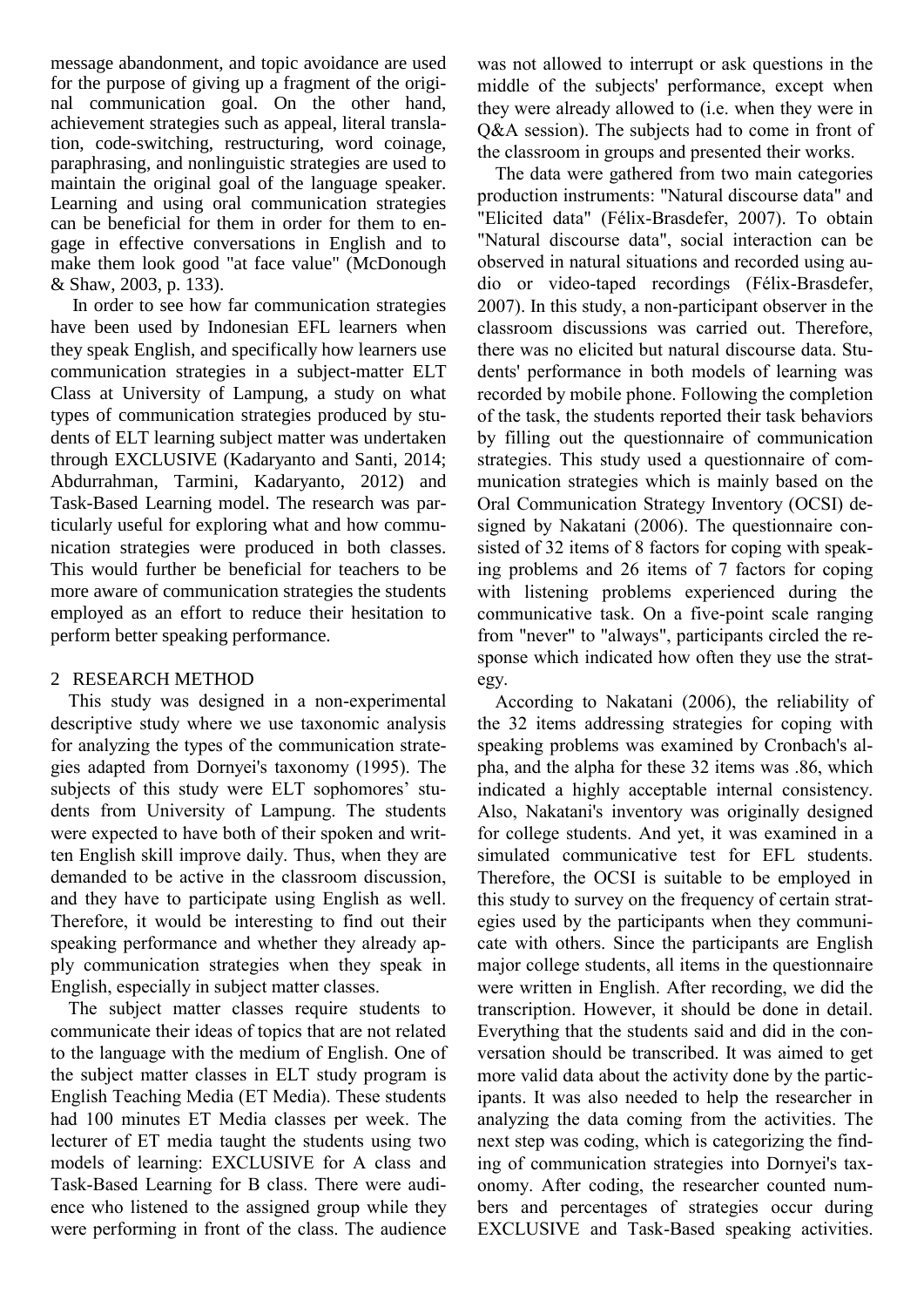message abandonment, and topic avoidance are used for the purpose of giving up a fragment of the original communication goal. On the other hand, achievement strategies such as appeal, literal translation, code-switching, restructuring, word coinage, paraphrasing, and nonlinguistic strategies are used to maintain the original goal of the language speaker. Learning and using oral communication strategies can be beneficial for them in order for them to engage in effective conversations in English and to make them look good "at face value" (McDonough & Shaw, 2003, p. 133).

In order to see how far communication strategies have been used by Indonesian EFL learners when they speak English, and specifically how learners use communication strategies in a subject-matter ELT Class at University of Lampung, a study on what types of communication strategies produced by students of ELT learning subject matter was undertaken through EXCLUSIVE (Kadaryanto and Santi, 2014; Abdurrahman, Tarmini, Kadaryanto, 2012) and Task-Based Learning model. The research was particularly useful for exploring what and how communication strategies were produced in both classes. This would further be beneficial for teachers to be more aware of communication strategies the students employed as an effort to reduce their hesitation to perform better speaking performance.

## 2 RESEARCH METHOD

This study was designed in a non-experimental descriptive study where we use taxonomic analysis for analyzing the types of the communication strategies adapted from Dornyei's taxonomy (1995). The subjects of this study were ELT sophomores' students from University of Lampung. The students were expected to have both of their spoken and written English skill improve daily. Thus, when they are demanded to be active in the classroom discussion, and they have to participate using English as well. Therefore, it would be interesting to find out their speaking performance and whether they already apply communication strategies when they speak in English, especially in subject matter classes.

The subject matter classes require students to communicate their ideas of topics that are not related to the language with the medium of English. One of the subject matter classes in ELT study program is English Teaching Media (ET Media). These students had 100 minutes ET Media classes per week. The lecturer of ET media taught the students using two models of learning: EXCLUSIVE for A class and Task-Based Learning for B class. There were audience who listened to the assigned group while they were performing in front of the class. The audience was not allowed to interrupt or ask questions in the middle of the subjects' performance, except when they were already allowed to (i.e. when they were in Q&A session). The subjects had to come in front of the classroom in groups and presented their works.

The data were gathered from two main categories production instruments: "Natural discourse data" and "Elicited data" (Félix-Brasdefer, 2007). To obtain "Natural discourse data", social interaction can be observed in natural situations and recorded using audio or video-taped recordings (Félix-Brasdefer, 2007). In this study, a non-participant observer in the classroom discussions was carried out. Therefore, there was no elicited but natural discourse data. Students' performance in both models of learning was recorded by mobile phone. Following the completion of the task, the students reported their task behaviors by filling out the questionnaire of communication strategies. This study used a questionnaire of communication strategies which is mainly based on the Oral Communication Strategy Inventory (OCSI) designed by Nakatani (2006). The questionnaire consisted of 32 items of 8 factors for coping with speaking problems and 26 items of 7 factors for coping with listening problems experienced during the communicative task. On a five-point scale ranging from "never" to "always", participants circled the response which indicated how often they use the strategy.

According to Nakatani (2006), the reliability of the 32 items addressing strategies for coping with speaking problems was examined by Cronbach's alpha, and the alpha for these 32 items was .86, which indicated a highly acceptable internal consistency. Also, Nakatani's inventory was originally designed for college students. And yet, it was examined in a simulated communicative test for EFL students. Therefore, the OCSI is suitable to be employed in this study to survey on the frequency of certain strategies used by the participants when they communicate with others. Since the participants are English major college students, all items in the questionnaire were written in English. After recording, we did the transcription. However, it should be done in detail. Everything that the students said and did in the conversation should be transcribed. It was aimed to get more valid data about the activity done by the participants. It was also needed to help the researcher in analyzing the data coming from the activities. The next step was coding, which is categorizing the finding of communication strategies into Dornyei's taxonomy. After coding, the researcher counted numbers and percentages of strategies occur during EXCLUSIVE and Task-Based speaking activities.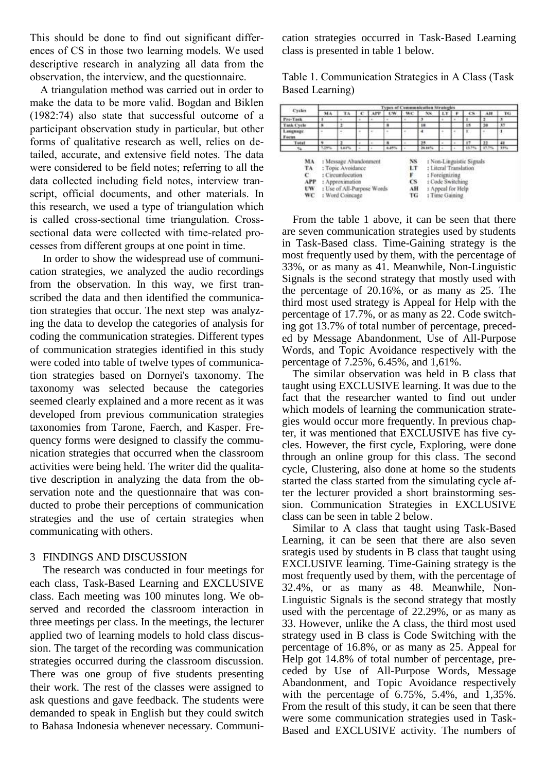This should be done to find out significant differences of CS in those two learning models. We used descriptive research in analyzing all data from the observation, the interview, and the questionnaire.

A triangulation method was carried out in order to make the data to be more valid. Bogdan and Biklen (1982:74) also state that successful outcome of a participant observation study in particular, but other forms of qualitative research as well, relies on detailed, accurate, and extensive field notes. The data were considered to be field notes; referring to all the data collected including field notes, interview transcript, official documents, and other materials. In this research, we used a type of triangulation which is called cross-sectional time triangulation. Cross-sectional data were collected with time-related processes from different groups at one point in time.

In order to show the widespread use of communication strategies, we analyzed the audio recordings from the observation. In this way, we first transcribed the data and then identified the communication strategies that occur. The next step was analyzing the data to develop the categories of analysis for coding the communication strategies. Different types of communication strategies identified in this study were coded into table of twelve types of communication strategies based on Dornyei's taxonomy. The taxonomy was selected because the categories seemed clearly explained and a more recent as it was developed from previous communication strategies taxonomies from Tarone, Faerch, and Kasper. Frequency forms were designed to classify the communication strategies that occurred when the classroom activities were being held. The writer did the qualitative description in analyzing the data from the observation note and the questionnaire that was conducted to probe their perceptions of communication strategies and the use of certain strategies when communicating with others.

## 3 FINDINGS AND DISCUSSION

The research was conducted in four meetings for each class, Task-Based Learning and EXCLUSIVE class. Each meeting was 100 minutes long. We observed and recorded the classroom interaction in three meetings per class. In the meetings, the lecturer applied two of learning models to hold class discussion. The target of the recording was communication strategies occurred during the classroom discussion. There was one group of five students presenting their work. The rest of the classes were assigned to ask questions and gave feedback. The students were demanded to speak in English but they could switch to Bahasa Indonesia whenever necessary. Communication strategies occurred in Task-Based Learning class is presented in table 1 below.

Table 1. Communication Strategies in A Class (Task Based Learning)

| Cycles | Types of Communication Strategies | | | | | | | | | | | |
|---|---|---|---|---|---|---|---|---|---|---|---|---|
| | MA | TA | C | APP | UW | WC | NS | LT | F | CS | AH | TG |
| Pre-Task | 1 | - | - | - | - | - | 3 | - | - | 1 | 2 | 3 |
| Task Cycle | 8 | 2 | | | 8 | | 18 | | | 15 | 20 | 37 |
| Language Focus | - | - | - | - | - | - | 4 | - | - | 1 | - | 1 |
| Total | 9 | 2 | - | - | 8 | - | 25 | - | - | 17 | 22 | 41 |
| % | 7.25% | 1.61% | - | - | 6.45% | - | 20.16% | - | - | 13.7% | 17.7% | 33% |

MA : Message Abandonment
TA : Topic Avoidance
C : Circumlocution
APP : Approximation
UW : Use of All-Purpose Words
WC : Word Coincage
NS : Non-Linguistic Signals
LT : Literal Translation
F : Foreignizing
CS : Code Switching
AH : Appeal for Help
TG : Time Gaining

From the table 1 above, it can be seen that there are seven communication strategies used by students in Task-Based class. Time-Gaining strategy is the most frequently used by them, with the percentage of 33%, or as many as 41. Meanwhile, Non-Linguistic Signals is the second strategy that mostly used with the percentage of 20.16%, or as many as 25. The third most used strategy is Appeal for Help with the percentage of 17.7%, or as many as 22. Code switching got 13.7% of total number of percentage, preceded by Message Abandonment, Use of All-Purpose Words, and Topic Avoidance respectively with the percentage of 7.25%, 6.45%, and 1,61%.

The similar observation was held in B class that taught using EXCLUSIVE learning. It was due to the fact that the researcher wanted to find out under which models of learning the communication strategies would occur more frequently. In previous chapter, it was mentioned that EXCLUSIVE has five cycles. However, the first cycle, Exploring, were done through an online group for this class. The second cycle, Clustering, also done at home so the students started the class started from the simulating cycle after the lecturer provided a short brainstorming session. Communication Strategies in EXCLUSIVE class can be seen in table 2 below.

Similar to A class that taught using Task-Based Learning, it can be seen that there are also seven srategis used by students in B class that taught using EXCLUSIVE learning. Time-Gaining strategy is the most frequently used by them, with the percentage of 32.4%, or as many as 48. Meanwhile, Non-Linguistic Signals is the second strategy that mostly used with the percentage of 22.29%, or as many as 33. However, unlike the A class, the third most used strategy used in B class is Code Switching with the percentage of 16.8%, or as many as 25. Appeal for Help got 14.8% of total number of percentage, preceded by Use of All-Purpose Words, Message Abandonment, and Topic Avoidance respectively with the percentage of 6.75%, 5.4%, and 1,35%. From the result of this study, it can be seen that there were some communication strategies used in Task-Based and EXCLUSIVE activity. The numbers of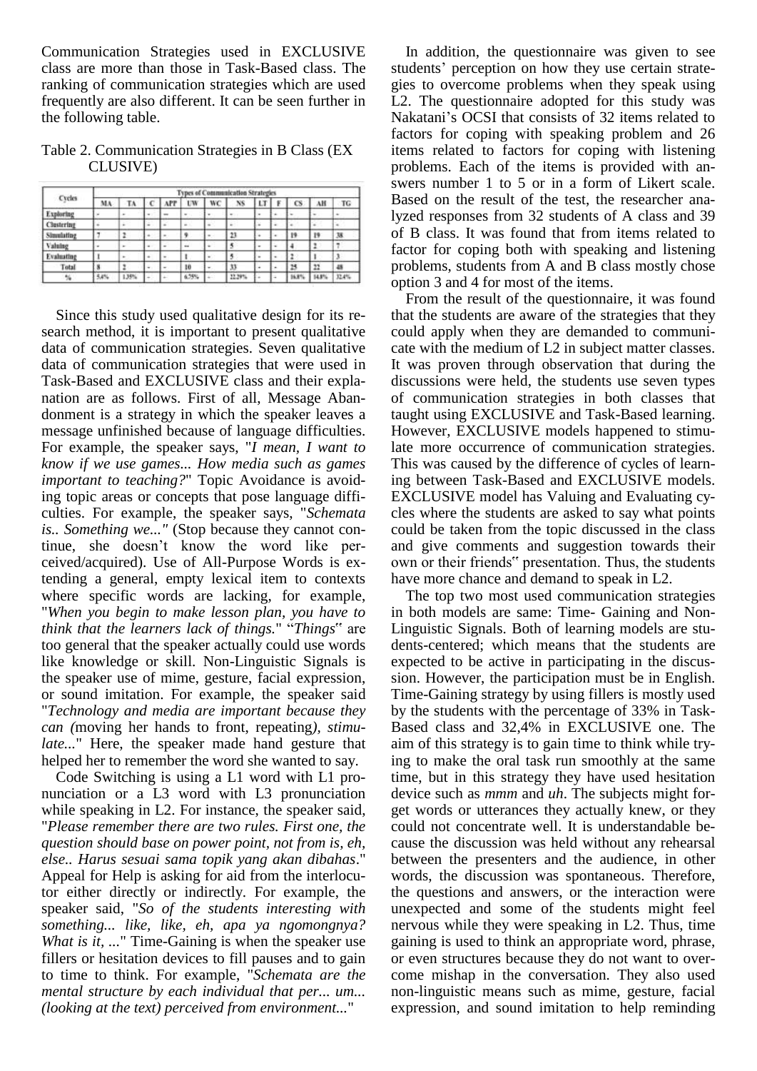Communication Strategies used in EXCLUSIVE class are more than those in Task-Based class. The ranking of communication strategies which are used frequently are also different. It can be seen further in the following table.

Table 2. Communication Strategies in B Class (EXCLUSIVE)

| Cycles | Types of Communication Strategies | | | | | | | | | | | |
|---|---|---|---|---|---|---|---|---|---|---|---|---|
| | MA | TA | C | APP | UW | WC | NS | LT | F | CS | AH | TG |
| Exploring | - | - | - | – | - | - | - | - | - | - | - | - |
| Clustering | - | - | - | - | - | - | - | - | - | - | - | - |
| Simulating | 7 | 2 | - | - | 9 | - | 23 | - | - | 19 | 19 | 38 |
| Valuing | - | - | - | - | – | - | 5 | - | - | 4 | 2 | 7 |
| Evaluating | 1 | - | - | - | 1 | - | 5 | - | - | 2 | 1 | 3 |
| Total | 8 | 2 | - | - | 10 | - | 33 | - | - | 25 | 22 | 48 |
| % | 5,4% | 1,35% | - | - | 6,75% | - | 22,29% | - | - | 16,8% | 14,8% | 32,4% |

Since this study used qualitative design for its research method, it is important to present qualitative data of communication strategies. Seven qualitative data of communication strategies that were used in Task-Based and EXCLUSIVE class and their explanation are as follows. First of all, Message Abandonment is a strategy in which the speaker leaves a message unfinished because of language difficulties. For example, the speaker says, "*I mean, I want to know if we use games... How media such as games important to teaching?*" Topic Avoidance is avoiding topic areas or concepts that pose language difficulties. For example, the speaker says, "*Schemata is.. Something we..."* (Stop because they cannot continue, she doesn't know the word like perceived/acquired). Use of All-Purpose Words is extending a general, empty lexical item to contexts where specific words are lacking, for example, "*When you begin to make lesson plan, you have to think that the learners lack of things.*" "*Things*" are too general that the speaker actually could use words like knowledge or skill. Non-Linguistic Signals is the speaker use of mime, gesture, facial expression, or sound imitation. For example, the speaker said "*Technology and media are important because they can (*moving her hands to front, repeating*), stimulate...*" Here, the speaker made hand gesture that helped her to remember the word she wanted to say.

Code Switching is using a L1 word with L1 pronunciation or a L3 word with L3 pronunciation while speaking in L2. For instance, the speaker said, "*Please remember there are two rules. First one, the question should base on power point, not from is, eh, else.. Harus sesuai sama topik yang akan dibahas*." Appeal for Help is asking for aid from the interlocutor either directly or indirectly. For example, the speaker said, "*So of the students interesting with something... like, like, eh, apa ya ngomongnya? What is it, ...*" Time-Gaining is when the speaker use fillers or hesitation devices to fill pauses and to gain to time to think. For example, "*Schemata are the mental structure by each individual that per... um... (looking at the text) perceived from environment...*"

In addition, the questionnaire was given to see students' perception on how they use certain strategies to overcome problems when they speak using L2. The questionnaire adopted for this study was Nakatani's OCSI that consists of 32 items related to factors for coping with speaking problem and 26 items related to factors for coping with listening problems. Each of the items is provided with answers number 1 to 5 or in a form of Likert scale. Based on the result of the test, the researcher analyzed responses from 32 students of A class and 39 of B class. It was found that from items related to factor for coping both with speaking and listening problems, students from A and B class mostly chose option 3 and 4 for most of the items.

From the result of the questionnaire, it was found that the students are aware of the strategies that they could apply when they are demanded to communicate with the medium of L2 in subject matter classes. It was proven through observation that during the discussions were held, the students use seven types of communication strategies in both classes that taught using EXCLUSIVE and Task-Based learning. However, EXCLUSIVE models happened to stimulate more occurrence of communication strategies. This was caused by the difference of cycles of learning between Task-Based and EXCLUSIVE models. EXCLUSIVE model has Valuing and Evaluating cycles where the students are asked to say what points could be taken from the topic discussed in the class and give comments and suggestion towards their own or their friends" presentation. Thus, the students have more chance and demand to speak in L2.

The top two most used communication strategies in both models are same: Time- Gaining and Non-Linguistic Signals. Both of learning models are students-centered; which means that the students are expected to be active in participating in the discussion. However, the participation must be in English. Time-Gaining strategy by using fillers is mostly used by the students with the percentage of 33% in Task-Based class and 32,4% in EXCLUSIVE one. The aim of this strategy is to gain time to think while trying to make the oral task run smoothly at the same time, but in this strategy they have used hesitation device such as *mmm* and *uh*. The subjects might forget words or utterances they actually knew, or they could not concentrate well. It is understandable because the discussion was held without any rehearsal between the presenters and the audience, in other words, the discussion was spontaneous. Therefore, the questions and answers, or the interaction were unexpected and some of the students might feel nervous while they were speaking in L2. Thus, time gaining is used to think an appropriate word, phrase, or even structures because they do not want to overcome mishap in the conversation. They also used non-linguistic means such as mime, gesture, facial expression, and sound imitation to help reminding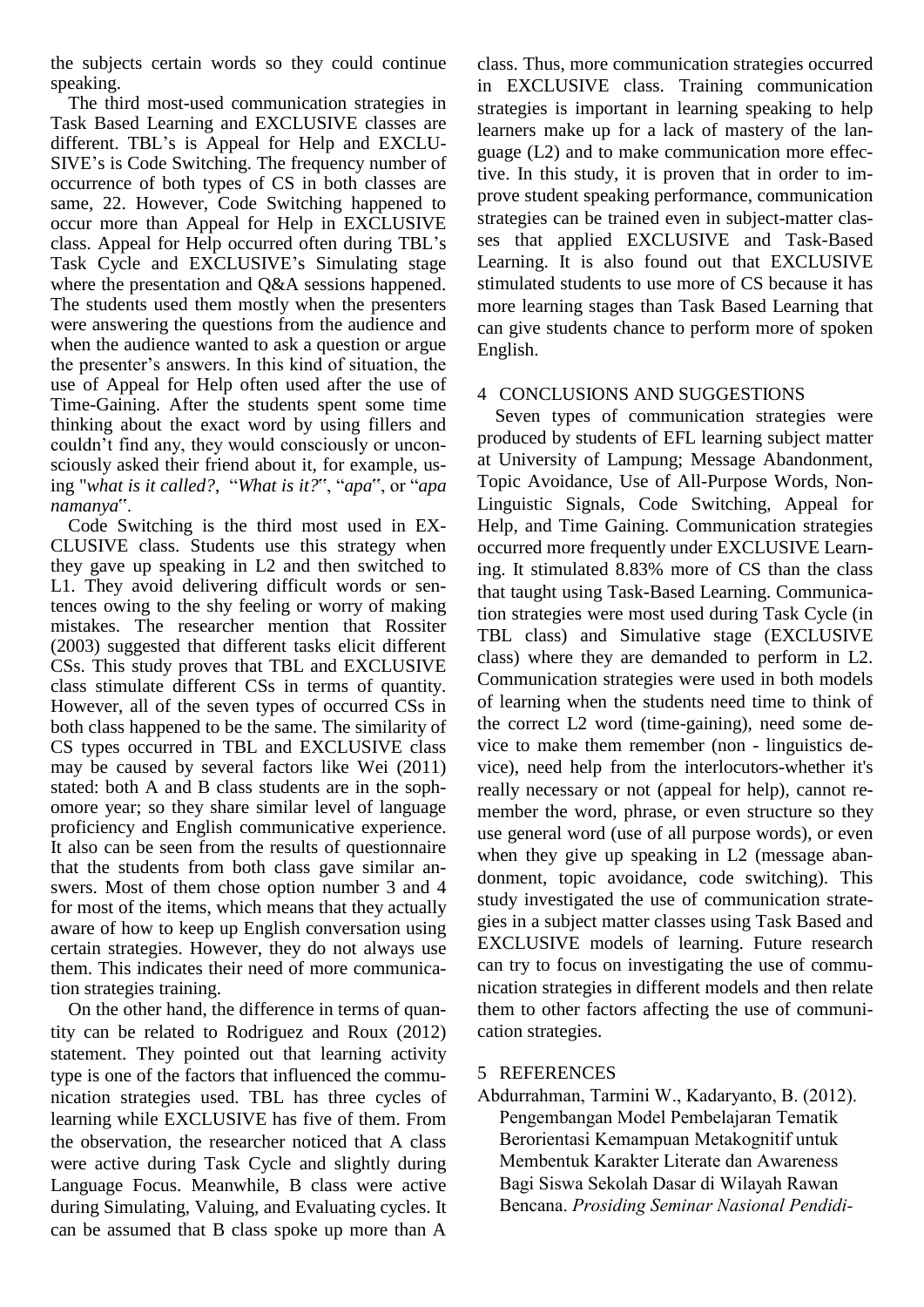the subjects certain words so they could continue speaking.

The third most-used communication strategies in Task Based Learning and EXCLUSIVE classes are different. TBL's is Appeal for Help and EXCLUSIVE's is Code Switching. The frequency number of occurrence of both types of CS in both classes are same, 22. However, Code Switching happened to occur more than Appeal for Help in EXCLUSIVE class. Appeal for Help occurred often during TBL's Task Cycle and EXCLUSIVE's Simulating stage where the presentation and Q&A sessions happened. The students used them mostly when the presenters were answering the questions from the audience and when the audience wanted to ask a question or argue the presenter's answers. In this kind of situation, the use of Appeal for Help often used after the use of Time-Gaining. After the students spent some time thinking about the exact word by using fillers and couldn't find any, they would consciously or unconsciously asked their friend about it, for example, using "*what is it called?*, "*What is it?*", "*apa*", or "*apa namanya*".

Code Switching is the third most used in EXCLUSIVE class. Students use this strategy when they gave up speaking in L2 and then switched to L1. They avoid delivering difficult words or sentences owing to the shy feeling or worry of making mistakes. The researcher mention that Rossiter (2003) suggested that different tasks elicit different CSs. This study proves that TBL and EXCLUSIVE class stimulate different CSs in terms of quantity. However, all of the seven types of occurred CSs in both class happened to be the same. The similarity of CS types occurred in TBL and EXCLUSIVE class may be caused by several factors like Wei (2011) stated: both A and B class students are in the sophomore year; so they share similar level of language proficiency and English communicative experience. It also can be seen from the results of questionnaire that the students from both class gave similar answers. Most of them chose option number 3 and 4 for most of the items, which means that they actually aware of how to keep up English conversation using certain strategies. However, they do not always use them. This indicates their need of more communication strategies training.

On the other hand, the difference in terms of quantity can be related to Rodriguez and Roux (2012) statement. They pointed out that learning activity type is one of the factors that influenced the communication strategies used. TBL has three cycles of learning while EXCLUSIVE has five of them. From the observation, the researcher noticed that A class were active during Task Cycle and slightly during Language Focus. Meanwhile, B class were active during Simulating, Valuing, and Evaluating cycles. It can be assumed that B class spoke up more than A class. Thus, more communication strategies occurred in EXCLUSIVE class. Training communication strategies is important in learning speaking to help learners make up for a lack of mastery of the language (L2) and to make communication more effective. In this study, it is proven that in order to improve student speaking performance, communication strategies can be trained even in subject-matter classes that applied EXCLUSIVE and Task-Based Learning. It is also found out that EXCLUSIVE stimulated students to use more of CS because it has more learning stages than Task Based Learning that can give students chance to perform more of spoken English.

## 4 CONCLUSIONS AND SUGGESTIONS

Seven types of communication strategies were produced by students of EFL learning subject matter at University of Lampung; Message Abandonment, Topic Avoidance, Use of All-Purpose Words, Non-Linguistic Signals, Code Switching, Appeal for Help, and Time Gaining. Communication strategies occurred more frequently under EXCLUSIVE Learning. It stimulated 8.83% more of CS than the class that taught using Task-Based Learning. Communication strategies were most used during Task Cycle (in TBL class) and Simulative stage (EXCLUSIVE class) where they are demanded to perform in L2. Communication strategies were used in both models of learning when the students need time to think of the correct L2 word (time-gaining), need some device to make them remember (non - linguistics device), need help from the interlocutors-whether it's really necessary or not (appeal for help), cannot remember the word, phrase, or even structure so they use general word (use of all purpose words), or even when they give up speaking in L2 (message abandonment, topic avoidance, code switching). This study investigated the use of communication strategies in a subject matter classes using Task Based and EXCLUSIVE models of learning. Future research can try to focus on investigating the use of communication strategies in different models and then relate them to other factors affecting the use of communication strategies.

## 5 REFERENCES

Abdurrahman, Tarmini W., Kadaryanto, B. (2012). Pengembangan Model Pembelajaran Tematik Berorientasi Kemampuan Metakognitif untuk Membentuk Karakter Literate dan Awareness Bagi Siswa Sekolah Dasar di Wilayah Rawan Bencana. *Prosiding Seminar Nasional Pendidi-*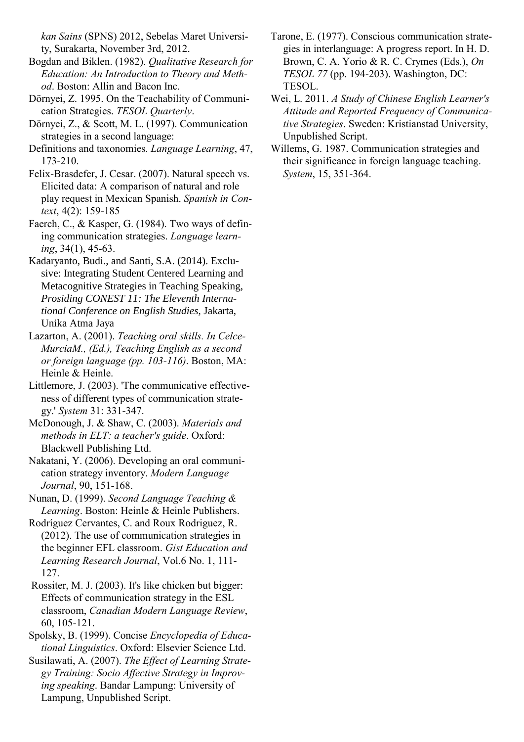*kan Sains* (SPNS) 2012, Sebelas Maret University, Surakarta, November 3rd, 2012.

Bogdan and Biklen. (1982). *Qualitative Research for Education: An Introduction to Theory and Method*. Boston: Allin and Bacon Inc.

Dörnyei, Z. 1995. On the Teachability of Communication Strategies. *TESOL Quarterly*.

Dörnyei, Z., & Scott, M. L. (1997). Communication strategies in a second language:

Definitions and taxonomies. *Language Learning*, 47, 173-210.

Felix-Brasdefer, J. Cesar. (2007). Natural speech vs. Elicited data: A comparison of natural and role play request in Mexican Spanish. *Spanish in Context*, 4(2): 159-185

Faerch, C., & Kasper, G. (1984). Two ways of defining communication strategies. *Language learning*, 34(1), 45-63.

Kadaryanto, Budi., and Santi, S.A. (2014). Exclusive: Integrating Student Centered Learning and Metacognitive Strategies in Teaching Speaking, *Prosiding CONEST 11: The Eleventh International Conference on English Studies*, Jakarta, Unika Atma Jaya

Lazarton, A. (2001). *Teaching oral skills. In Celce-MurciaM., (Ed.), Teaching English as a second or foreign language (pp. 103-116)*. Boston, MA: Heinle & Heinle.

Littlemore, J. (2003). 'The communicative effectiveness of different types of communication strategy.' *System* 31: 331-347.

McDonough, J. & Shaw, C. (2003). *Materials and methods in ELT: a teacher's guide*. Oxford: Blackwell Publishing Ltd.

Nakatani, Y. (2006). Developing an oral communication strategy inventory. *Modern Language Journal*, 90, 151-168.

Nunan, D. (1999). *Second Language Teaching & Learning*. Boston: Heinle & Heinle Publishers.

Rodríguez Cervantes, C. and Roux Rodriguez, R. (2012). The use of communication strategies in the beginner EFL classroom. *Gist Education and Learning Research Journal*, Vol.6 No. 1, 111-127.

Rossiter, M. J. (2003). It's like chicken but bigger: Effects of communication strategy in the ESL classroom, *Canadian Modern Language Review*, 60, 105-121.

Spolsky, B. (1999). Concise *Encyclopedia of Educational Linguistics*. Oxford: Elsevier Science Ltd.

Susilawati, A. (2007). *The Effect of Learning Strategy Training: Socio Affective Strategy in Improving speaking*. Bandar Lampung: University of Lampung, Unpublished Script.

Tarone, E. (1977). Conscious communication strategies in interlanguage: A progress report. In H. D. Brown, C. A. Yorio & R. C. Crymes (Eds.), *On TESOL 77* (pp. 194-203). Washington, DC: TESOL.

Wei, L. 2011. *A Study of Chinese English Learner's Attitude and Reported Frequency of Communicative Strategies*. Sweden: Kristianstad University, Unpublished Script.

Willems, G. 1987. Communication strategies and their significance in foreign language teaching. *System*, 15, 351-364.